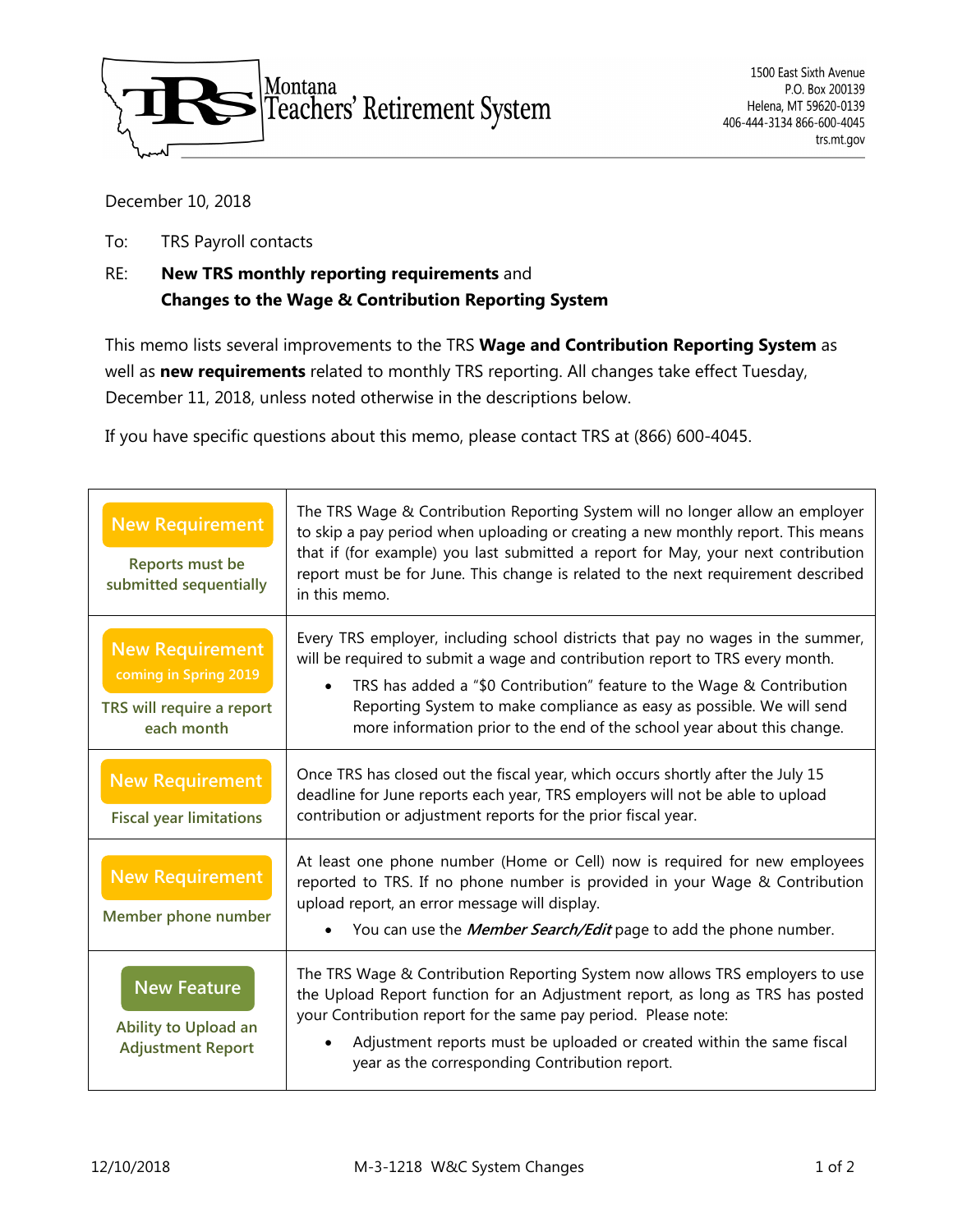Montana Teachers' Retirement System

1500 East Sixth Avenue
P.O. Box 200139
Helena, MT 59620-0139
406-444-3134 866-600-4045
trs.mt.gov

December 10, 2018

To: TRS Payroll contacts

RE: **New TRS monthly reporting requirements** and **Changes to the Wage & Contribution Reporting System**

This memo lists several improvements to the TRS **Wage and Contribution Reporting System** as well as **new requirements** related to monthly TRS reporting. All changes take effect Tuesday, December 11, 2018, unless noted otherwise in the descriptions below.

If you have specific questions about this memo, please contact TRS at (866) 600-4045.

| | |
|---|---|
| **New Requirement**<br>Reports must be submitted sequentially | The TRS Wage & Contribution Reporting System will no longer allow an employer to skip a pay period when uploading or creating a new monthly report. This means that if (for example) you last submitted a report for May, your next contribution report must be for June. This change is related to the next requirement described in this memo. |
| **New Requirement**<br>coming in Spring 2019<br>TRS will require a report each month | Every TRS employer, including school districts that pay no wages in the summer, will be required to submit a wage and contribution report to TRS every month.<br>• TRS has added a "$0 Contribution" feature to the Wage & Contribution Reporting System to make compliance as easy as possible. We will send more information prior to the end of the school year about this change. |
| **New Requirement**<br>Fiscal year limitations | Once TRS has closed out the fiscal year, which occurs shortly after the July 15 deadline for June reports each year, TRS employers will not be able to upload contribution or adjustment reports for the prior fiscal year. |
| **New Requirement**<br>Member phone number | At least one phone number (Home or Cell) now is required for new employees reported to TRS. If no phone number is provided in your Wage & Contribution upload report, an error message will display.<br>• You can use the ***Member Search/Edit*** page to add the phone number. |
| **New Feature**<br>Ability to Upload an Adjustment Report | The TRS Wage & Contribution Reporting System now allows TRS employers to use the Upload Report function for an Adjustment report, as long as TRS has posted your Contribution report for the same pay period. Please note:<br>• Adjustment reports must be uploaded or created within the same fiscal year as the corresponding Contribution report. |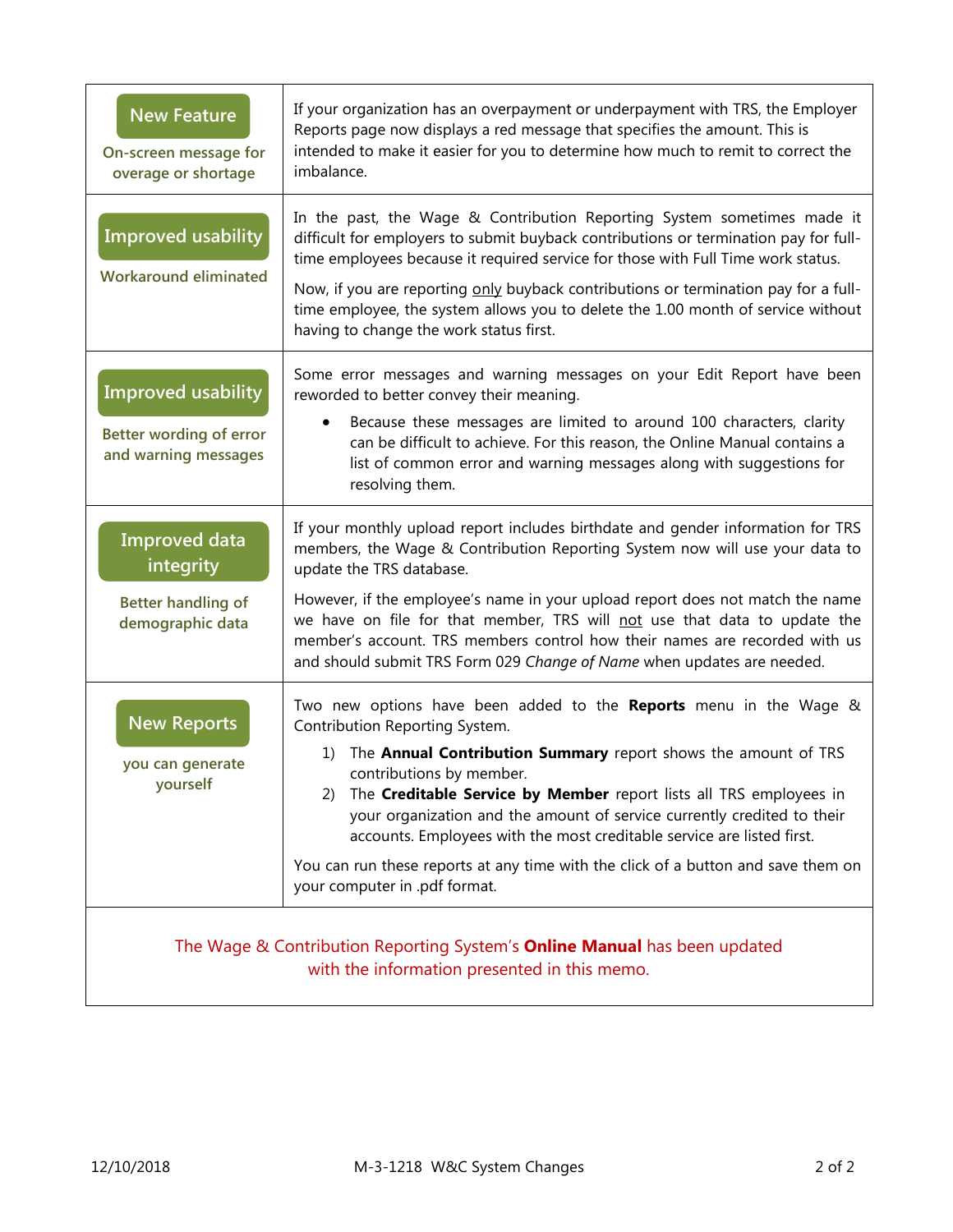| | |
|---|---|
| **New Feature**<br><br>On-screen message for overage or shortage | If your organization has an overpayment or underpayment with TRS, the Employer Reports page now displays a red message that specifies the amount. This is intended to make it easier for you to determine how much to remit to correct the imbalance. |
| **Improved usability**<br><br>Workaround eliminated | In the past, the Wage & Contribution Reporting System sometimes made it difficult for employers to submit buyback contributions or termination pay for full-time employees because it required service for those with Full Time work status.<br><br>Now, if you are reporting <u>only</u> buyback contributions or termination pay for a full-time employee, the system allows you to delete the 1.00 month of service without having to change the work status first. |
| **Improved usability**<br><br>Better wording of error and warning messages | Some error messages and warning messages on your Edit Report have been reworded to better convey their meaning.<br><br>• Because these messages are limited to around 100 characters, clarity can be difficult to achieve. For this reason, the Online Manual contains a list of common error and warning messages along with suggestions for resolving them. |
| **Improved data integrity**<br><br>Better handling of demographic data | If your monthly upload report includes birthdate and gender information for TRS members, the Wage & Contribution Reporting System now will use your data to update the TRS database.<br><br>However, if the employee's name in your upload report does not match the name we have on file for that member, TRS will <u>not</u> use that data to update the member's account. TRS members control how their names are recorded with us and should submit TRS Form 029 *Change of Name* when updates are needed. |
| **New Reports**<br><br>you can generate yourself | Two new options have been added to the **Reports** menu in the Wage & Contribution Reporting System.<br><br>1) The **Annual Contribution Summary** report shows the amount of TRS contributions by member.<br>2) The **Creditable Service by Member** report lists all TRS employees in your organization and the amount of service currently credited to their accounts. Employees with the most creditable service are listed first.<br><br>You can run these reports at any time with the click of a button and save them on your computer in .pdf format. |

The Wage & Contribution Reporting System's **Online Manual** has been updated with the information presented in this memo.